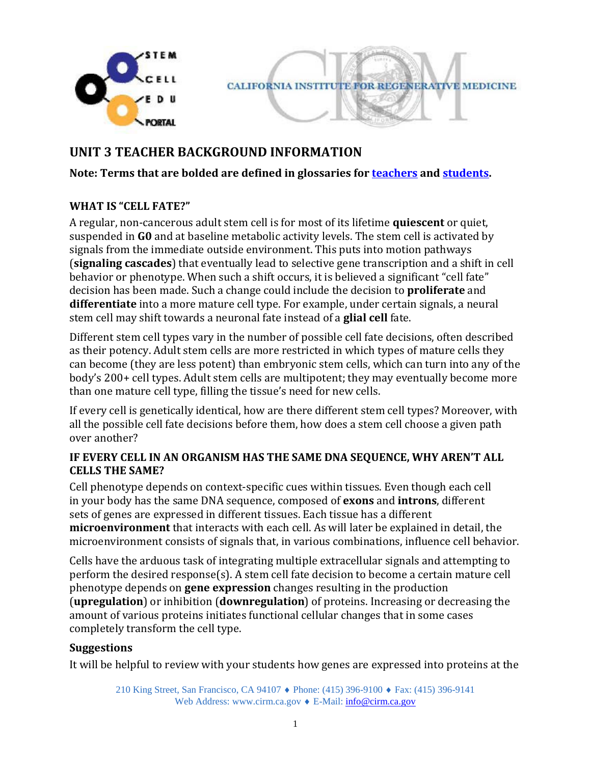# UNIT 3 TEACHER BACKGROUND INFORMATION

**Note: Terms that are bolded are defined in glossaries for teachers and students.**

## WHAT IS "CELL FATE?"

A regular, non-cancerous adult stem cell is for most of its lifetime **quiescent** or quiet, suspended in **G0** and at baseline metabolic activity levels. The stem cell is activated by signals from the immediate outside environment. This puts into motion pathways (**signaling cascades**) that eventually lead to selective gene transcription and a shift in cell behavior or phenotype. When such a shift occurs, it is believed a significant "cell fate" decision has been made. Such a change could include the decision to **proliferate** and **differentiate** into a more mature cell type. For example, under certain signals, a neural stem cell may shift towards a neuronal fate instead of a **glial cell** fate.

Different stem cell types vary in the number of possible cell fate decisions, often described as their potency. Adult stem cells are more restricted in which types of mature cells they can become (they are less potent) than embryonic stem cells, which can turn into any of the body's 200+ cell types. Adult stem cells are multipotent; they may eventually become more than one mature cell type, filling the tissue's need for new cells.

If every cell is genetically identical, how are there different stem cell types? Moreover, with all the possible cell fate decisions before them, how does a stem cell choose a given path over another?

## IF EVERY CELL IN AN ORGANISM HAS THE SAME DNA SEQUENCE, WHY AREN'T ALL CELLS THE SAME?

Cell phenotype depends on context-specific cues within tissues. Even though each cell in your body has the same DNA sequence, composed of **exons** and **introns**, different sets of genes are expressed in different tissues. Each tissue has a different **microenvironment** that interacts with each cell. As will later be explained in detail, the microenvironment consists of signals that, in various combinations, influence cell behavior.

Cells have the arduous task of integrating multiple extracellular signals and attempting to perform the desired response(s). A stem cell fate decision to become a certain mature cell phenotype depends on **gene expression** changes resulting in the production (**upregulation**) or inhibition (**downregulation**) of proteins. Increasing or decreasing the amount of various proteins initiates functional cellular changes that in some cases completely transform the cell type.

### Suggestions

It will be helpful to review with your students how genes are expressed into proteins at the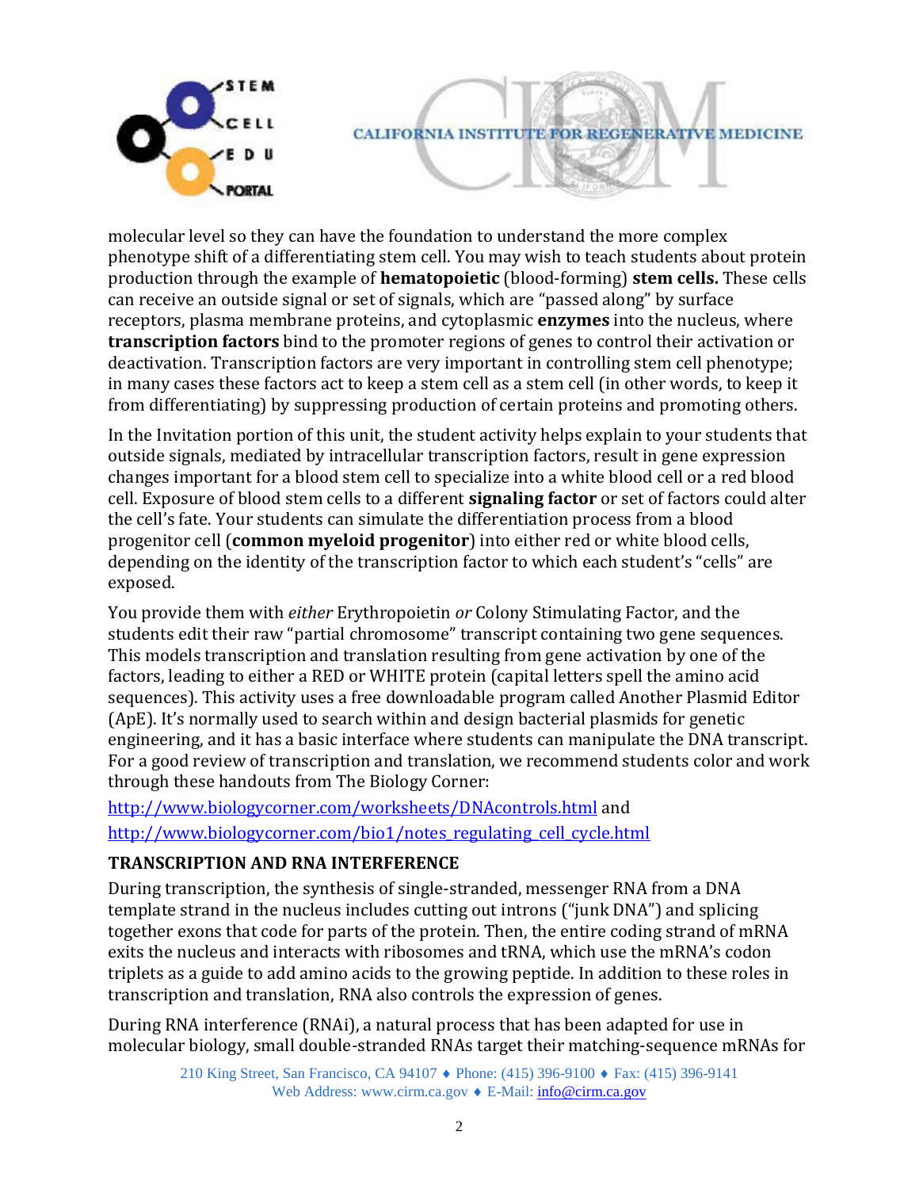molecular level so they can have the foundation to understand the more complex phenotype shift of a differentiating stem cell. You may wish to teach students about protein production through the example of **hematopoietic** (blood-forming) **stem cells.** These cells can receive an outside signal or set of signals, which are "passed along" by surface receptors, plasma membrane proteins, and cytoplasmic **enzymes** into the nucleus, where **transcription factors** bind to the promoter regions of genes to control their activation or deactivation. Transcription factors are very important in controlling stem cell phenotype; in many cases these factors act to keep a stem cell as a stem cell (in other words, to keep it from differentiating) by suppressing production of certain proteins and promoting others.

In the Invitation portion of this unit, the student activity helps explain to your students that outside signals, mediated by intracellular transcription factors, result in gene expression changes important for a blood stem cell to specialize into a white blood cell or a red blood cell. Exposure of blood stem cells to a different **signaling factor** or set of factors could alter the cell's fate. Your students can simulate the differentiation process from a blood progenitor cell (**common myeloid progenitor**) into either red or white blood cells, depending on the identity of the transcription factor to which each student's "cells" are exposed.

You provide them with *either* Erythropoietin *or* Colony Stimulating Factor, and the students edit their raw "partial chromosome" transcript containing two gene sequences. This models transcription and translation resulting from gene activation by one of the factors, leading to either a RED or WHITE protein (capital letters spell the amino acid sequences). This activity uses a free downloadable program called Another Plasmid Editor (ApE). It's normally used to search within and design bacterial plasmids for genetic engineering, and it has a basic interface where students can manipulate the DNA transcript. For a good review of transcription and translation, we recommend students color and work through these handouts from The Biology Corner:

http://www.biologycorner.com/worksheets/DNAcontrols.html and

http://www.biologycorner.com/bio1/notes_regulating_cell_cycle.html

## TRANSCRIPTION AND RNA INTERFERENCE

During transcription, the synthesis of single-stranded, messenger RNA from a DNA template strand in the nucleus includes cutting out introns ("junk DNA") and splicing together exons that code for parts of the protein. Then, the entire coding strand of mRNA exits the nucleus and interacts with ribosomes and tRNA, which use the mRNA's codon triplets as a guide to add amino acids to the growing peptide. In addition to these roles in transcription and translation, RNA also controls the expression of genes.

During RNA interference (RNAi), a natural process that has been adapted for use in molecular biology, small double-stranded RNAs target their matching-sequence mRNAs for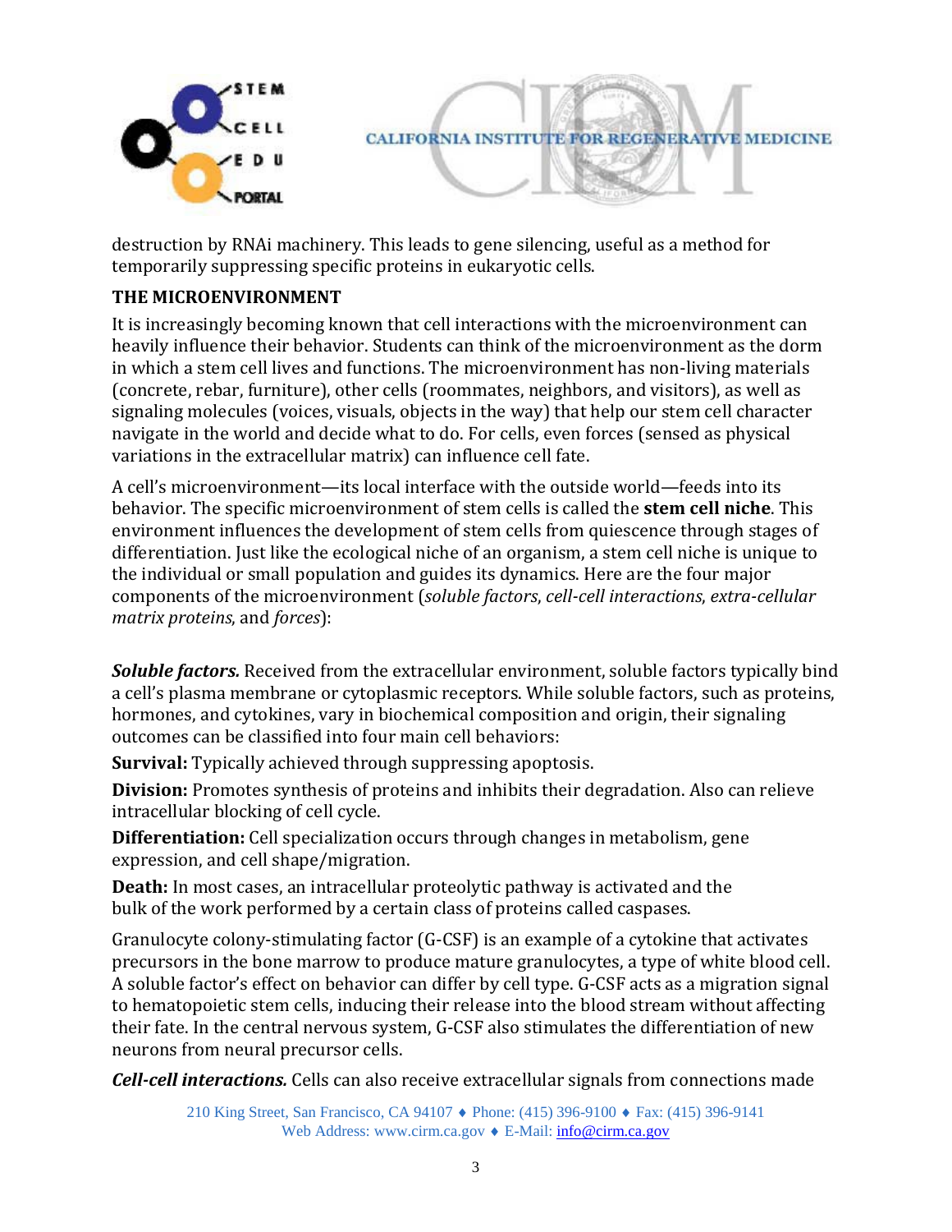destruction by RNAi machinery. This leads to gene silencing, useful as a method for temporarily suppressing specific proteins in eukaryotic cells.

## THE MICROENVIRONMENT

It is increasingly becoming known that cell interactions with the microenvironment can heavily influence their behavior. Students can think of the microenvironment as the dorm in which a stem cell lives and functions. The microenvironment has non-living materials (concrete, rebar, furniture), other cells (roommates, neighbors, and visitors), as well as signaling molecules (voices, visuals, objects in the way) that help our stem cell character navigate in the world and decide what to do. For cells, even forces (sensed as physical variations in the extracellular matrix) can influence cell fate.

A cell's microenvironment—its local interface with the outside world—feeds into its behavior. The specific microenvironment of stem cells is called the **stem cell niche**. This environment influences the development of stem cells from quiescence through stages of differentiation. Just like the ecological niche of an organism, a stem cell niche is unique to the individual or small population and guides its dynamics. Here are the four major components of the microenvironment (*soluble factors*, *cell-cell interactions*, *extra-cellular matrix proteins*, and *forces*):

***Soluble factors.*** Received from the extracellular environment, soluble factors typically bind a cell's plasma membrane or cytoplasmic receptors. While soluble factors, such as proteins, hormones, and cytokines, vary in biochemical composition and origin, their signaling outcomes can be classified into four main cell behaviors:

**Survival:** Typically achieved through suppressing apoptosis.

**Division:** Promotes synthesis of proteins and inhibits their degradation. Also can relieve intracellular blocking of cell cycle.

**Differentiation:** Cell specialization occurs through changes in metabolism, gene expression, and cell shape/migration.

**Death:** In most cases, an intracellular proteolytic pathway is activated and the bulk of the work performed by a certain class of proteins called caspases.

Granulocyte colony-stimulating factor (G-CSF) is an example of a cytokine that activates precursors in the bone marrow to produce mature granulocytes, a type of white blood cell. A soluble factor's effect on behavior can differ by cell type. G-CSF acts as a migration signal to hematopoietic stem cells, inducing their release into the blood stream without affecting their fate. In the central nervous system, G-CSF also stimulates the differentiation of new neurons from neural precursor cells.

***Cell-cell interactions.*** Cells can also receive extracellular signals from connections made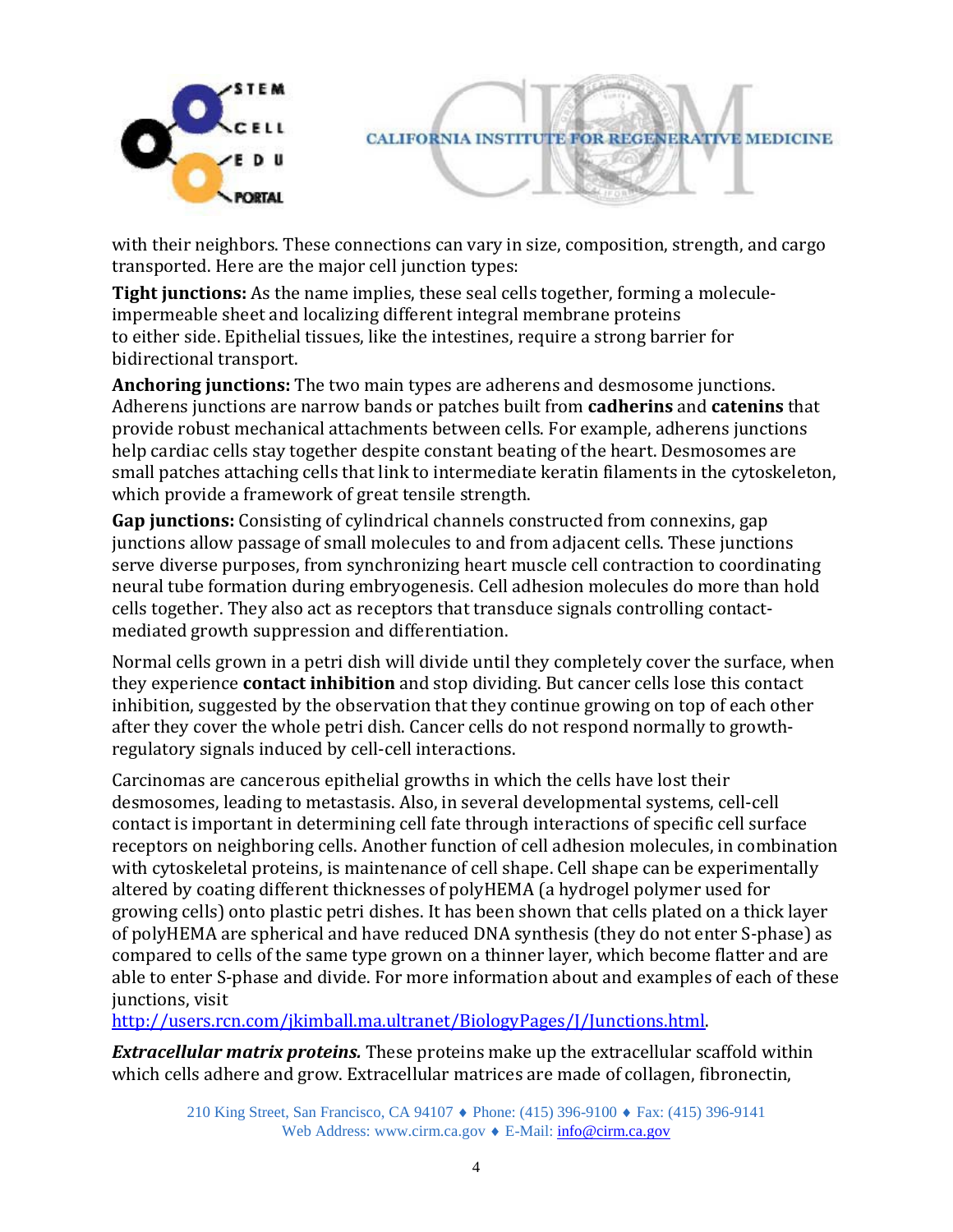with their neighbors. These connections can vary in size, composition, strength, and cargo transported. Here are the major cell junction types:

**Tight junctions:** As the name implies, these seal cells together, forming a molecule-impermeable sheet and localizing different integral membrane proteins to either side. Epithelial tissues, like the intestines, require a strong barrier for bidirectional transport.

**Anchoring junctions:** The two main types are adherens and desmosome junctions. Adherens junctions are narrow bands or patches built from **cadherins** and **catenins** that provide robust mechanical attachments between cells. For example, adherens junctions help cardiac cells stay together despite constant beating of the heart. Desmosomes are small patches attaching cells that link to intermediate keratin filaments in the cytoskeleton, which provide a framework of great tensile strength.

**Gap junctions:** Consisting of cylindrical channels constructed from connexins, gap junctions allow passage of small molecules to and from adjacent cells. These junctions serve diverse purposes, from synchronizing heart muscle cell contraction to coordinating neural tube formation during embryogenesis. Cell adhesion molecules do more than hold cells together. They also act as receptors that transduce signals controlling contact-mediated growth suppression and differentiation.

Normal cells grown in a petri dish will divide until they completely cover the surface, when they experience **contact inhibition** and stop dividing. But cancer cells lose this contact inhibition, suggested by the observation that they continue growing on top of each other after they cover the whole petri dish. Cancer cells do not respond normally to growth-regulatory signals induced by cell-cell interactions.

Carcinomas are cancerous epithelial growths in which the cells have lost their desmosomes, leading to metastasis. Also, in several developmental systems, cell-cell contact is important in determining cell fate through interactions of specific cell surface receptors on neighboring cells. Another function of cell adhesion molecules, in combination with cytoskeletal proteins, is maintenance of cell shape. Cell shape can be experimentally altered by coating different thicknesses of polyHEMA (a hydrogel polymer used for growing cells) onto plastic petri dishes. It has been shown that cells plated on a thick layer of polyHEMA are spherical and have reduced DNA synthesis (they do not enter S-phase) as compared to cells of the same type grown on a thinner layer, which become flatter and are able to enter S-phase and divide. For more information about and examples of each of these junctions, visit http://users.rcn.com/jkimball.ma.ultranet/BiologyPages/J/Junctions.html.

***Extracellular matrix proteins.*** These proteins make up the extracellular scaffold within which cells adhere and grow. Extracellular matrices are made of collagen, fibronectin,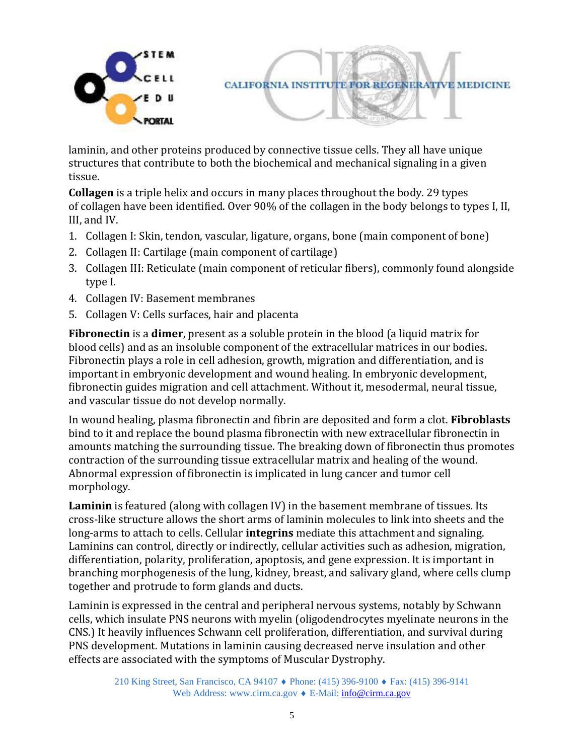laminin, and other proteins produced by connective tissue cells. They all have unique structures that contribute to both the biochemical and mechanical signaling in a given tissue.

**Collagen** is a triple helix and occurs in many places throughout the body. 29 types of collagen have been identified. Over 90% of the collagen in the body belongs to types I, II, III, and IV.

1. Collagen I: Skin, tendon, vascular, ligature, organs, bone (main component of bone)
2. Collagen II: Cartilage (main component of cartilage)
3. Collagen III: Reticulate (main component of reticular fibers), commonly found alongside type I.
4. Collagen IV: Basement membranes
5. Collagen V: Cells surfaces, hair and placenta

**Fibronectin** is a **dimer**, present as a soluble protein in the blood (a liquid matrix for blood cells) and as an insoluble component of the extracellular matrices in our bodies. Fibronectin plays a role in cell adhesion, growth, migration and differentiation, and is important in embryonic development and wound healing. In embryonic development, fibronectin guides migration and cell attachment. Without it, mesodermal, neural tissue, and vascular tissue do not develop normally.

In wound healing, plasma fibronectin and fibrin are deposited and form a clot. **Fibroblasts** bind to it and replace the bound plasma fibronectin with new extracellular fibronectin in amounts matching the surrounding tissue. The breaking down of fibronectin thus promotes contraction of the surrounding tissue extracellular matrix and healing of the wound. Abnormal expression of fibronectin is implicated in lung cancer and tumor cell morphology.

**Laminin** is featured (along with collagen IV) in the basement membrane of tissues. Its cross-like structure allows the short arms of laminin molecules to link into sheets and the long-arms to attach to cells. Cellular **integrins** mediate this attachment and signaling. Laminins can control, directly or indirectly, cellular activities such as adhesion, migration, differentiation, polarity, proliferation, apoptosis, and gene expression. It is important in branching morphogenesis of the lung, kidney, breast, and salivary gland, where cells clump together and protrude to form glands and ducts.

Laminin is expressed in the central and peripheral nervous systems, notably by Schwann cells, which insulate PNS neurons with myelin (oligodendrocytes myelinate neurons in the CNS.) It heavily influences Schwann cell proliferation, differentiation, and survival during PNS development. Mutations in laminin causing decreased nerve insulation and other effects are associated with the symptoms of Muscular Dystrophy.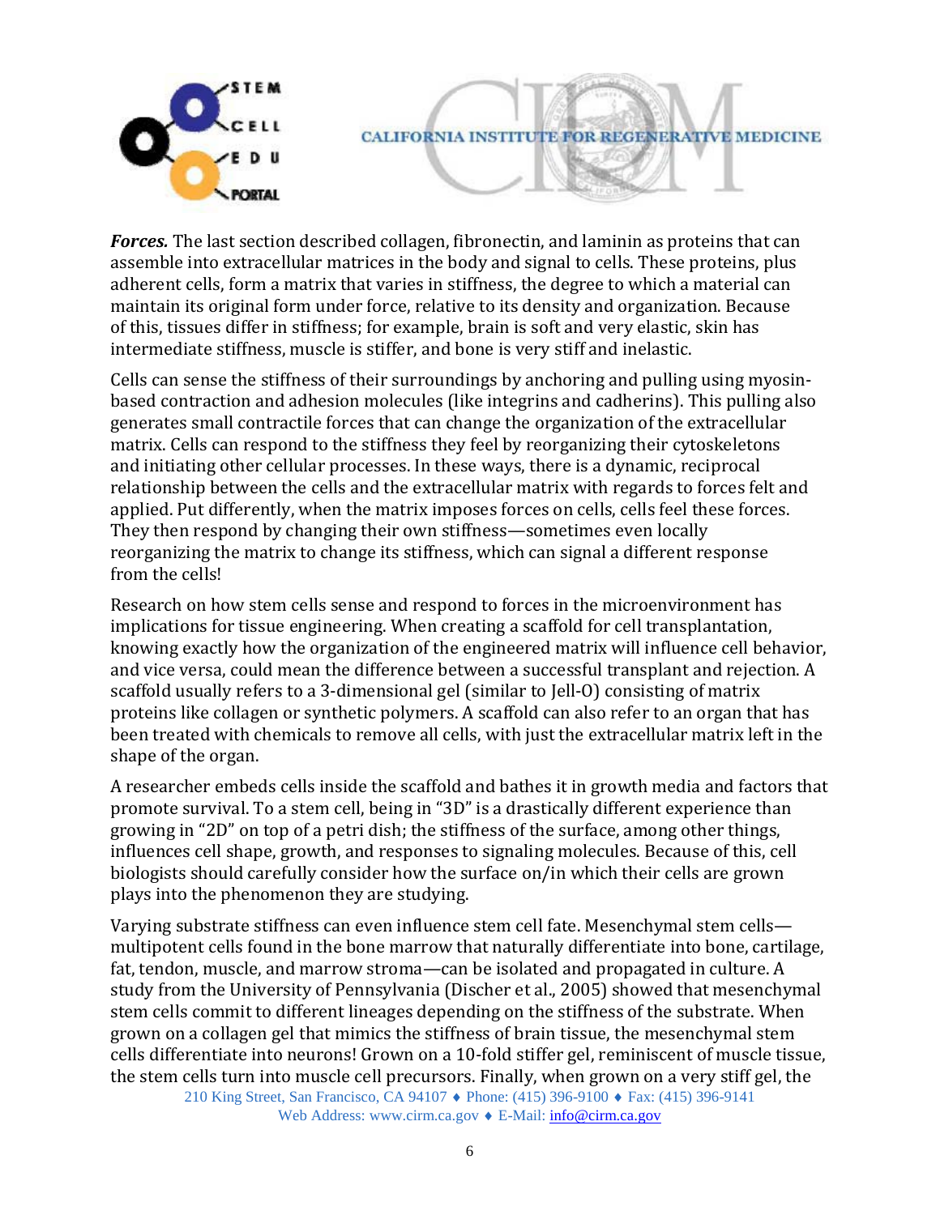***Forces.*** The last section described collagen, fibronectin, and laminin as proteins that can assemble into extracellular matrices in the body and signal to cells. These proteins, plus adherent cells, form a matrix that varies in stiffness, the degree to which a material can maintain its original form under force, relative to its density and organization. Because of this, tissues differ in stiffness; for example, brain is soft and very elastic, skin has intermediate stiffness, muscle is stiffer, and bone is very stiff and inelastic.

Cells can sense the stiffness of their surroundings by anchoring and pulling using myosin-based contraction and adhesion molecules (like integrins and cadherins). This pulling also generates small contractile forces that can change the organization of the extracellular matrix. Cells can respond to the stiffness they feel by reorganizing their cytoskeletons and initiating other cellular processes. In these ways, there is a dynamic, reciprocal relationship between the cells and the extracellular matrix with regards to forces felt and applied. Put differently, when the matrix imposes forces on cells, cells feel these forces. They then respond by changing their own stiffness—sometimes even locally reorganizing the matrix to change its stiffness, which can signal a different response from the cells!

Research on how stem cells sense and respond to forces in the microenvironment has implications for tissue engineering. When creating a scaffold for cell transplantation, knowing exactly how the organization of the engineered matrix will influence cell behavior, and vice versa, could mean the difference between a successful transplant and rejection. A scaffold usually refers to a 3-dimensional gel (similar to Jell-O) consisting of matrix proteins like collagen or synthetic polymers. A scaffold can also refer to an organ that has been treated with chemicals to remove all cells, with just the extracellular matrix left in the shape of the organ.

A researcher embeds cells inside the scaffold and bathes it in growth media and factors that promote survival. To a stem cell, being in "3D" is a drastically different experience than growing in "2D" on top of a petri dish; the stiffness of the surface, among other things, influences cell shape, growth, and responses to signaling molecules. Because of this, cell biologists should carefully consider how the surface on/in which their cells are grown plays into the phenomenon they are studying.

Varying substrate stiffness can even influence stem cell fate. Mesenchymal stem cells—multipotent cells found in the bone marrow that naturally differentiate into bone, cartilage, fat, tendon, muscle, and marrow stroma—can be isolated and propagated in culture. A study from the University of Pennsylvania (Discher et al., 2005) showed that mesenchymal stem cells commit to different lineages depending on the stiffness of the substrate. When grown on a collagen gel that mimics the stiffness of brain tissue, the mesenchymal stem cells differentiate into neurons! Grown on a 10-fold stiffer gel, reminiscent of muscle tissue, the stem cells turn into muscle cell precursors. Finally, when grown on a very stiff gel, the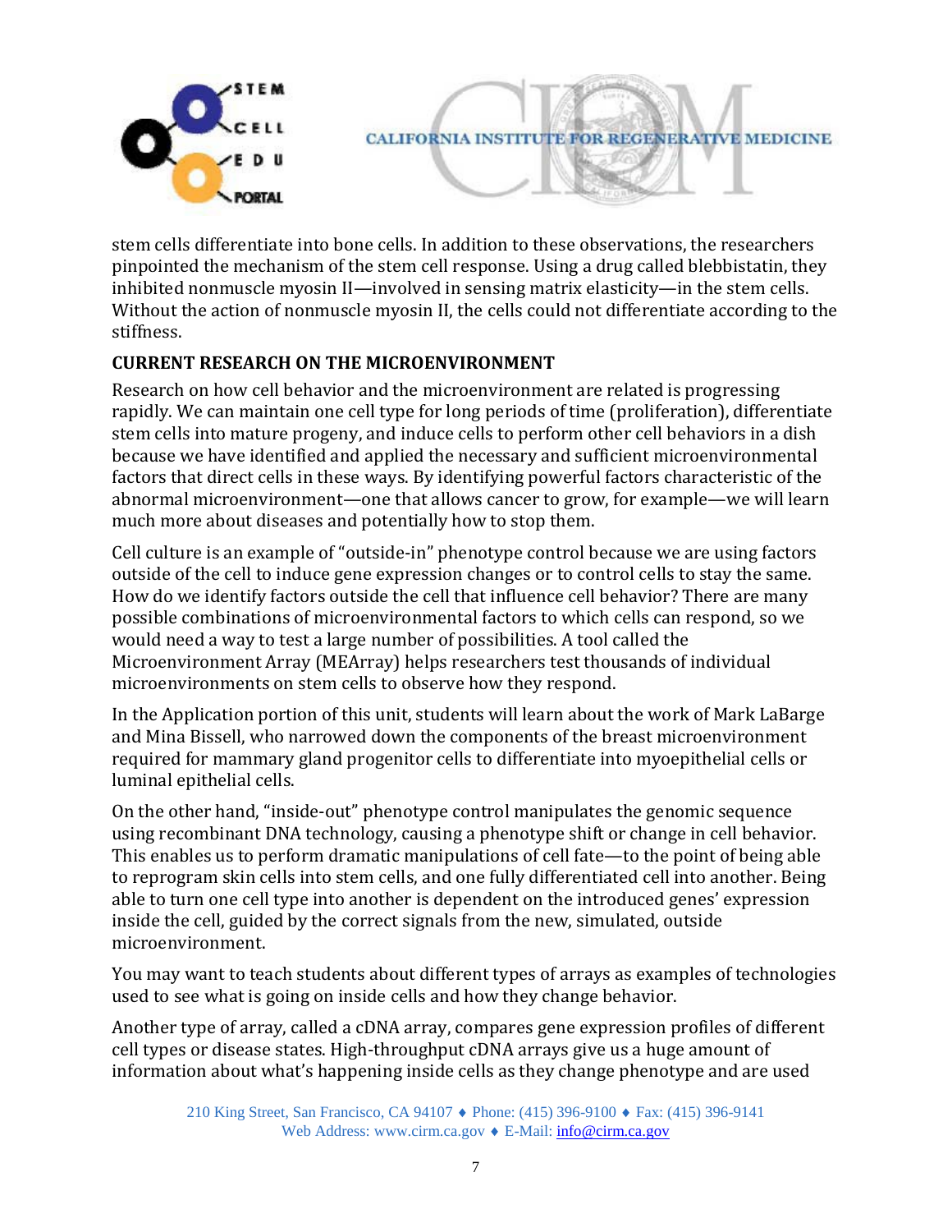stem cells differentiate into bone cells. In addition to these observations, the researchers pinpointed the mechanism of the stem cell response. Using a drug called blebbistatin, they inhibited nonmuscle myosin II—involved in sensing matrix elasticity—in the stem cells. Without the action of nonmuscle myosin II, the cells could not differentiate according to the stiffness.

## CURRENT RESEARCH ON THE MICROENVIRONMENT

Research on how cell behavior and the microenvironment are related is progressing rapidly. We can maintain one cell type for long periods of time (proliferation), differentiate stem cells into mature progeny, and induce cells to perform other cell behaviors in a dish because we have identified and applied the necessary and sufficient microenvironmental factors that direct cells in these ways. By identifying powerful factors characteristic of the abnormal microenvironment—one that allows cancer to grow, for example—we will learn much more about diseases and potentially how to stop them.

Cell culture is an example of "outside-in" phenotype control because we are using factors outside of the cell to induce gene expression changes or to control cells to stay the same. How do we identify factors outside the cell that influence cell behavior? There are many possible combinations of microenvironmental factors to which cells can respond, so we would need a way to test a large number of possibilities. A tool called the Microenvironment Array (MEArray) helps researchers test thousands of individual microenvironments on stem cells to observe how they respond.

In the Application portion of this unit, students will learn about the work of Mark LaBarge and Mina Bissell, who narrowed down the components of the breast microenvironment required for mammary gland progenitor cells to differentiate into myoepithelial cells or luminal epithelial cells.

On the other hand, "inside-out" phenotype control manipulates the genomic sequence using recombinant DNA technology, causing a phenotype shift or change in cell behavior. This enables us to perform dramatic manipulations of cell fate—to the point of being able to reprogram skin cells into stem cells, and one fully differentiated cell into another. Being able to turn one cell type into another is dependent on the introduced genes' expression inside the cell, guided by the correct signals from the new, simulated, outside microenvironment.

You may want to teach students about different types of arrays as examples of technologies used to see what is going on inside cells and how they change behavior.

Another type of array, called a cDNA array, compares gene expression profiles of different cell types or disease states. High-throughput cDNA arrays give us a huge amount of information about what's happening inside cells as they change phenotype and are used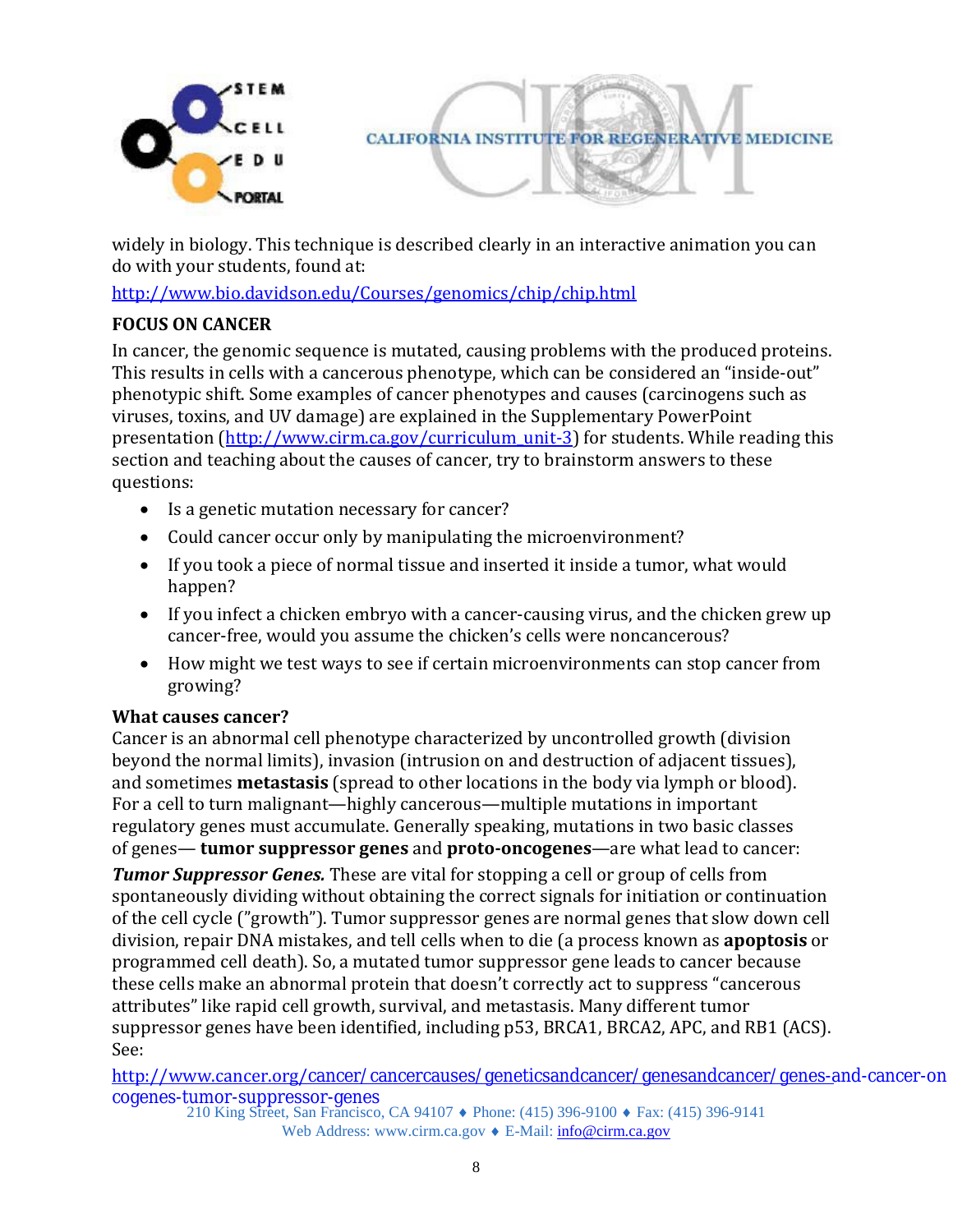widely in biology. This technique is described clearly in an interactive animation you can do with your students, found at:

http://www.bio.davidson.edu/Courses/genomics/chip/chip.html

**FOCUS ON CANCER**

In cancer, the genomic sequence is mutated, causing problems with the produced proteins. This results in cells with a cancerous phenotype, which can be considered an "inside-out" phenotypic shift. Some examples of cancer phenotypes and causes (carcinogens such as viruses, toxins, and UV damage) are explained in the Supplementary PowerPoint presentation (http://www.cirm.ca.gov/curriculum_unit-3) for students. While reading this section and teaching about the causes of cancer, try to brainstorm answers to these questions:

- Is a genetic mutation necessary for cancer?
- Could cancer occur only by manipulating the microenvironment?
- If you took a piece of normal tissue and inserted it inside a tumor, what would happen?
- If you infect a chicken embryo with a cancer-causing virus, and the chicken grew up cancer-free, would you assume the chicken's cells were noncancerous?
- How might we test ways to see if certain microenvironments can stop cancer from growing?

**What causes cancer?**

Cancer is an abnormal cell phenotype characterized by uncontrolled growth (division beyond the normal limits), invasion (intrusion on and destruction of adjacent tissues), and sometimes **metastasis** (spread to other locations in the body via lymph or blood). For a cell to turn malignant—highly cancerous—multiple mutations in important regulatory genes must accumulate. Generally speaking, mutations in two basic classes of genes— **tumor suppressor genes** and **proto-oncogenes**—are what lead to cancer:

***Tumor Suppressor Genes.*** These are vital for stopping a cell or group of cells from spontaneously dividing without obtaining the correct signals for initiation or continuation of the cell cycle ("growth"). Tumor suppressor genes are normal genes that slow down cell division, repair DNA mistakes, and tell cells when to die (a process known as **apoptosis** or programmed cell death). So, a mutated tumor suppressor gene leads to cancer because these cells make an abnormal protein that doesn't correctly act to suppress "cancerous attributes" like rapid cell growth, survival, and metastasis. Many different tumor suppressor genes have been identified, including p53, BRCA1, BRCA2, APC, and RB1 (ACS). See:

http://www.cancer.org/cancer/cancercauses/geneticsandcancer/genesandcancer/genes-and-cancer-oncogenes-tumor-suppressor-genes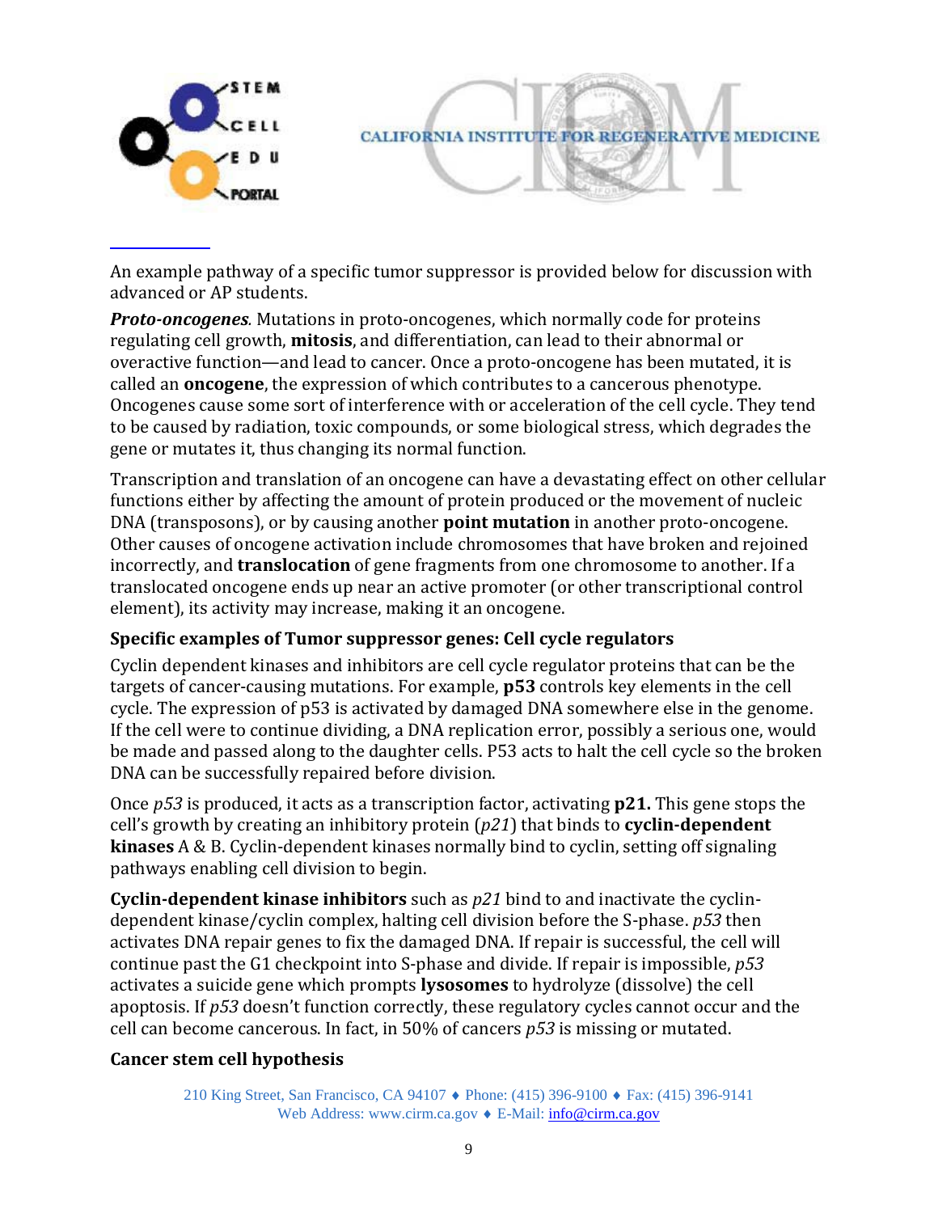An example pathway of a specific tumor suppressor is provided below for discussion with advanced or AP students.

***Proto-oncogenes.*** Mutations in proto-oncogenes, which normally code for proteins regulating cell growth, **mitosis**, and differentiation, can lead to their abnormal or overactive function—and lead to cancer. Once a proto-oncogene has been mutated, it is called an **oncogene**, the expression of which contributes to a cancerous phenotype. Oncogenes cause some sort of interference with or acceleration of the cell cycle. They tend to be caused by radiation, toxic compounds, or some biological stress, which degrades the gene or mutates it, thus changing its normal function.

Transcription and translation of an oncogene can have a devastating effect on other cellular functions either by affecting the amount of protein produced or the movement of nucleic DNA (transposons), or by causing another **point mutation** in another proto-oncogene. Other causes of oncogene activation include chromosomes that have broken and rejoined incorrectly, and **translocation** of gene fragments from one chromosome to another. If a translocated oncogene ends up near an active promoter (or other transcriptional control element), its activity may increase, making it an oncogene.

**Specific examples of Tumor suppressor genes: Cell cycle regulators**

Cyclin dependent kinases and inhibitors are cell cycle regulator proteins that can be the targets of cancer-causing mutations. For example, **p53** controls key elements in the cell cycle. The expression of p53 is activated by damaged DNA somewhere else in the genome. If the cell were to continue dividing, a DNA replication error, possibly a serious one, would be made and passed along to the daughter cells. P53 acts to halt the cell cycle so the broken DNA can be successfully repaired before division.

Once *p53* is produced, it acts as a transcription factor, activating **p21.** This gene stops the cell's growth by creating an inhibitory protein (*p21*) that binds to **cyclin-dependent kinases** A & B. Cyclin-dependent kinases normally bind to cyclin, setting off signaling pathways enabling cell division to begin.

**Cyclin-dependent kinase inhibitors** such as *p21* bind to and inactivate the cyclin-dependent kinase/cyclin complex, halting cell division before the S-phase. *p53* then activates DNA repair genes to fix the damaged DNA. If repair is successful, the cell will continue past the G1 checkpoint into S-phase and divide. If repair is impossible, *p53* activates a suicide gene which prompts **lysosomes** to hydrolyze (dissolve) the cell apoptosis. If *p53* doesn't function correctly, these regulatory cycles cannot occur and the cell can become cancerous. In fact, in 50% of cancers *p53* is missing or mutated.

**Cancer stem cell hypothesis**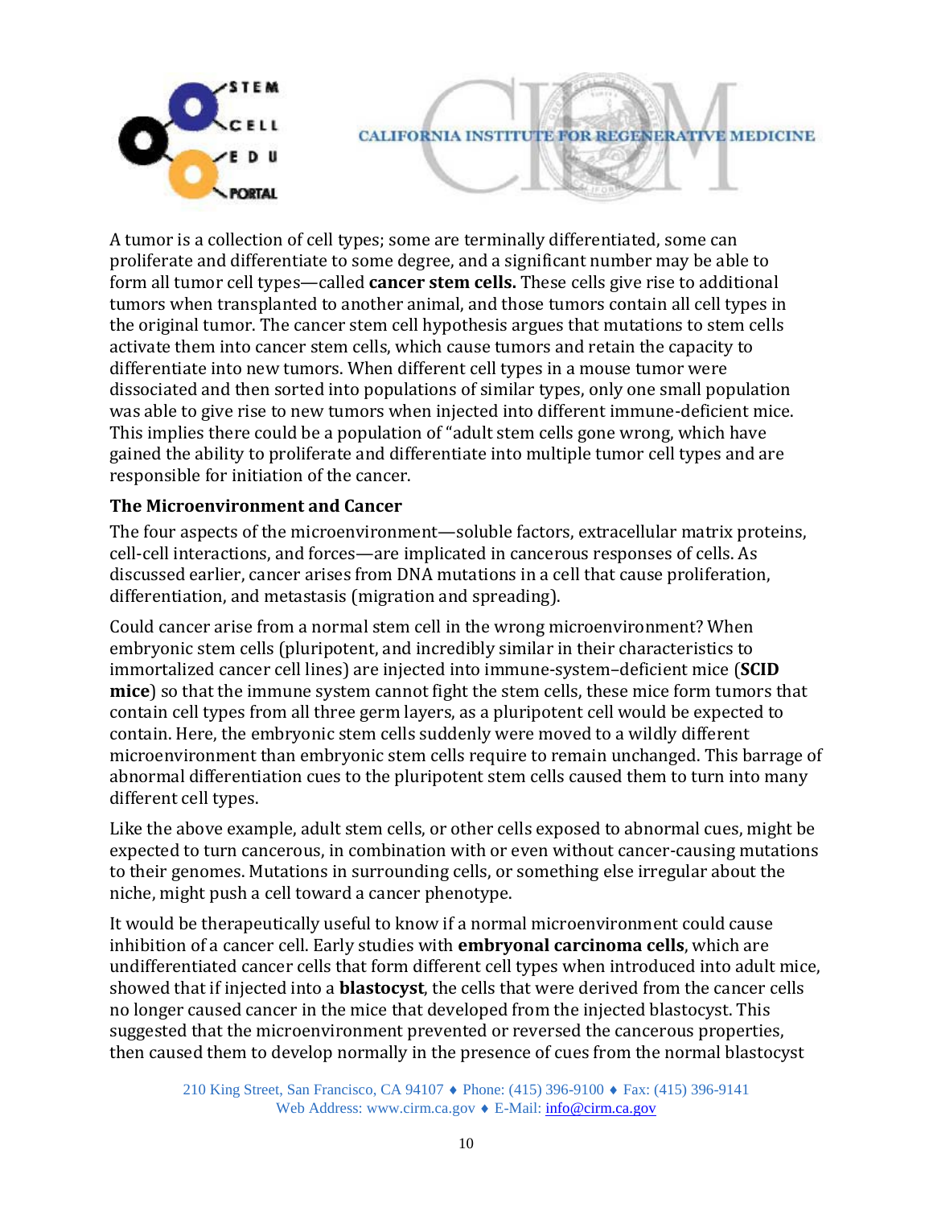A tumor is a collection of cell types; some are terminally differentiated, some can proliferate and differentiate to some degree, and a significant number may be able to form all tumor cell types—called **cancer stem cells.** These cells give rise to additional tumors when transplanted to another animal, and those tumors contain all cell types in the original tumor. The cancer stem cell hypothesis argues that mutations to stem cells activate them into cancer stem cells, which cause tumors and retain the capacity to differentiate into new tumors. When different cell types in a mouse tumor were dissociated and then sorted into populations of similar types, only one small population was able to give rise to new tumors when injected into different immune-deficient mice. This implies there could be a population of "adult stem cells gone wrong, which have gained the ability to proliferate and differentiate into multiple tumor cell types and are responsible for initiation of the cancer.

### The Microenvironment and Cancer

The four aspects of the microenvironment—soluble factors, extracellular matrix proteins, cell-cell interactions, and forces—are implicated in cancerous responses of cells. As discussed earlier, cancer arises from DNA mutations in a cell that cause proliferation, differentiation, and metastasis (migration and spreading).

Could cancer arise from a normal stem cell in the wrong microenvironment? When embryonic stem cells (pluripotent, and incredibly similar in their characteristics to immortalized cancer cell lines) are injected into immune-system–deficient mice (**SCID mice**) so that the immune system cannot fight the stem cells, these mice form tumors that contain cell types from all three germ layers, as a pluripotent cell would be expected to contain. Here, the embryonic stem cells suddenly were moved to a wildly different microenvironment than embryonic stem cells require to remain unchanged. This barrage of abnormal differentiation cues to the pluripotent stem cells caused them to turn into many different cell types.

Like the above example, adult stem cells, or other cells exposed to abnormal cues, might be expected to turn cancerous, in combination with or even without cancer-causing mutations to their genomes. Mutations in surrounding cells, or something else irregular about the niche, might push a cell toward a cancer phenotype.

It would be therapeutically useful to know if a normal microenvironment could cause inhibition of a cancer cell. Early studies with **embryonal carcinoma cells**, which are undifferentiated cancer cells that form different cell types when introduced into adult mice, showed that if injected into a **blastocyst**, the cells that were derived from the cancer cells no longer caused cancer in the mice that developed from the injected blastocyst. This suggested that the microenvironment prevented or reversed the cancerous properties, then caused them to develop normally in the presence of cues from the normal blastocyst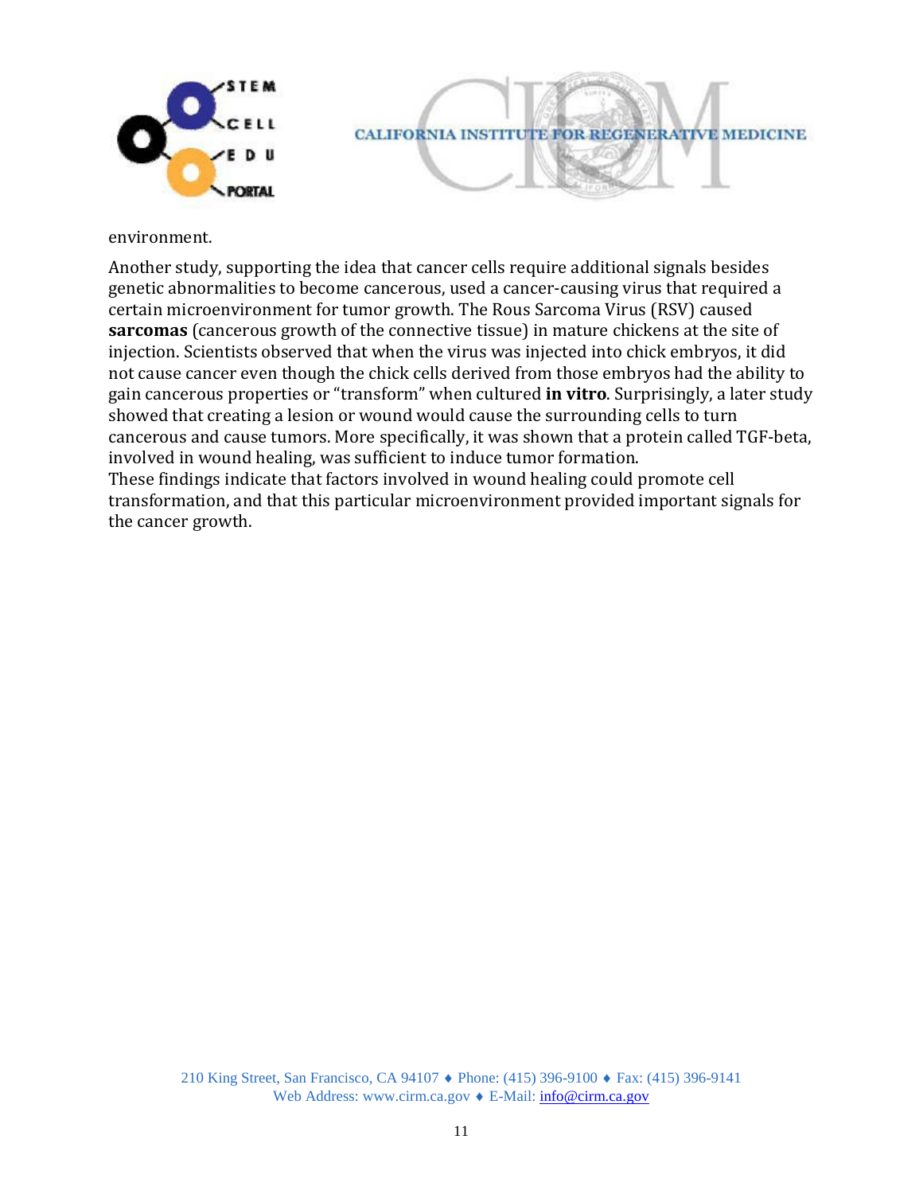environment.

Another study, supporting the idea that cancer cells require additional signals besides genetic abnormalities to become cancerous, used a cancer-causing virus that required a certain microenvironment for tumor growth. The Rous Sarcoma Virus (RSV) caused **sarcomas** (cancerous growth of the connective tissue) in mature chickens at the site of injection. Scientists observed that when the virus was injected into chick embryos, it did not cause cancer even though the chick cells derived from those embryos had the ability to gain cancerous properties or "transform" when cultured **in vitro**. Surprisingly, a later study showed that creating a lesion or wound would cause the surrounding cells to turn cancerous and cause tumors. More specifically, it was shown that a protein called TGF-beta, involved in wound healing, was sufficient to induce tumor formation.
These findings indicate that factors involved in wound healing could promote cell transformation, and that this particular microenvironment provided important signals for the cancer growth.